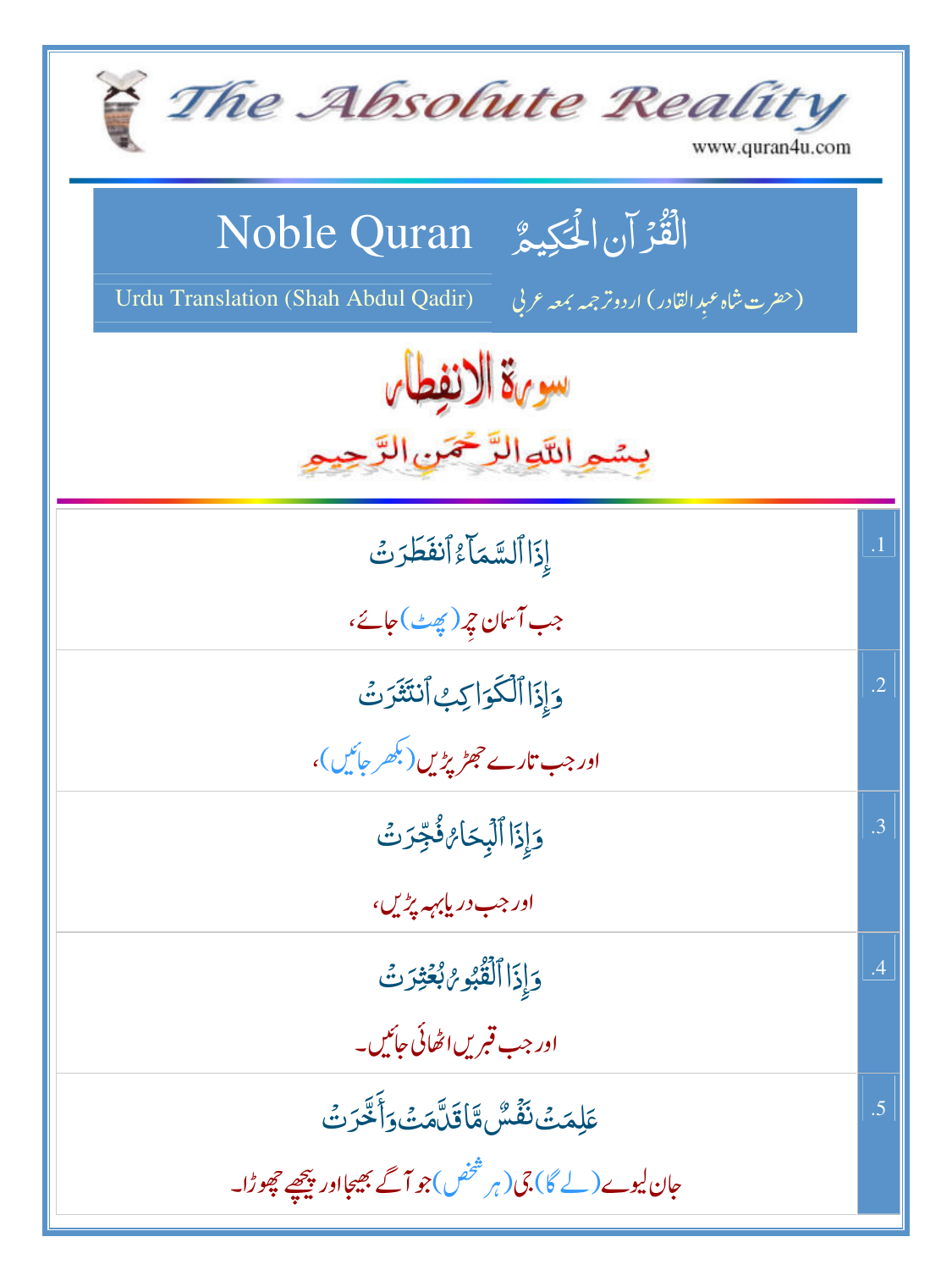# The Absolute Reality

www.quran4u.com

## Noble Quran القُرآن الحَكِيمُ

Urdu Translation (Shah Abdul Qadir) (حضرت شاہ عبدِالقادر) اردو ترجمہ بمعہ عربی

### سورۃ الانفطار

بِسۡمِ ٱللَّهِ ٱلرَّحۡمَٰنِ ٱلرَّحِيمِ

| | |
|---|---|
| إِذَا ٱلسَّمَآءُ ٱنفَطَرَتۡ<br>جب آسمان چِر (پھٹ) جائے، | .1 |
| وَإِذَا ٱلۡكَوَاكِبُ ٱنتَثَرَتۡ<br>اور جب تارے جھڑ پڑیں (بکھر جائیں)، | .2 |
| وَإِذَا ٱلۡبِحَارُ فُجِّرَتۡ<br>اور جب دریا بہہ پڑیں، | .3 |
| وَإِذَا ٱلۡقُبُورُ بُعۡثِرَتۡ<br>اور جب قبریں اٹھائی جائیں۔ | .4 |
| عَلِمَتۡ نَفۡسٞ مَّا قَدَّمَتۡ وَأَخَّرَتۡ<br>جان لیوے (لے گا) جی (ہر شخص) جو آگے بھیجا اور پیچھے چھوڑا۔ | .5 |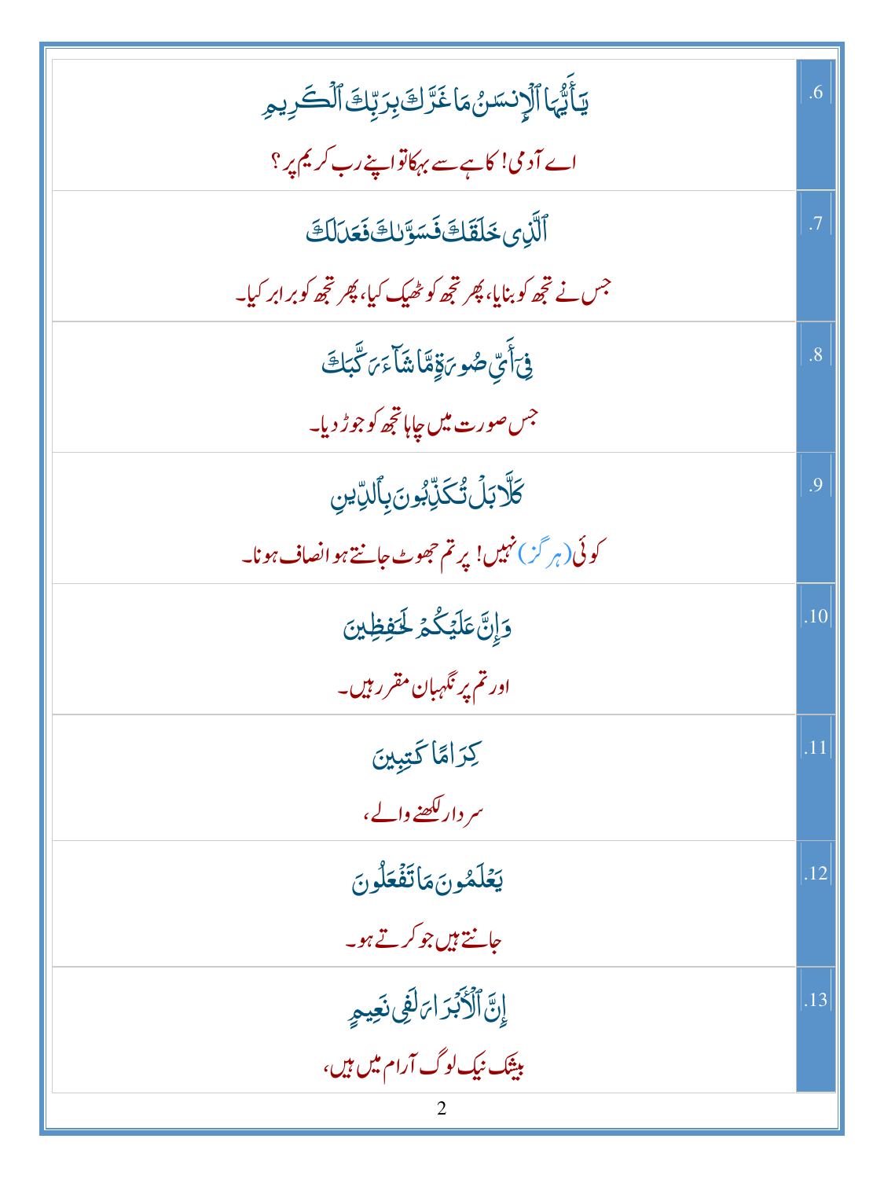| | |
|---|---|
| يَـٰٓأَيُّهَا ٱلْإِنسَـٰنُ مَا غَرَّكَ بِرَبِّكَ ٱلْكَرِيمِ<br><br>اے آدمی! کاہے سے بہکا تو اپنے رب کریم پر؟ | .6 |
| ٱلَّذِى خَلَقَكَ فَسَوَّىٰكَ فَعَدَلَكَ<br><br>جس نے تجھ کو بنایا، پھر تجھ کو ٹھیک کیا، پھر تجھ کو برابر کیا۔ | .7 |
| فِىٓ أَىِّ صُورَةٍ مَّا شَآءَ رَكَّبَكَ<br><br>جس صورت میں چاہا تجھ کو جوڑ دیا۔ | .8 |
| كَلَّا بَلْ تُكَذِّبُونَ بِٱلدِّينِ<br><br>کوئی (ہرگز) نہیں! پر تم جھوٹ جانتے ہو انصاف ہونا۔ | .9 |
| وَإِنَّ عَلَيْكُمْ لَحَـٰفِظِينَ<br><br>اور تم پر نگہبان مقرر ہیں۔ | .10 |
| كِرَامًا كَـٰتِبِينَ<br><br>سردار لکھنے والے، | .11 |
| يَعْلَمُونَ مَا تَفْعَلُونَ<br><br>جانتے ہیں جو کرتے ہو۔ | .12 |
| إِنَّ ٱلْأَبْرَارَ لَفِى نَعِيمٍ<br><br>بیشک نیک لوگ آرام میں ہیں، | .13 |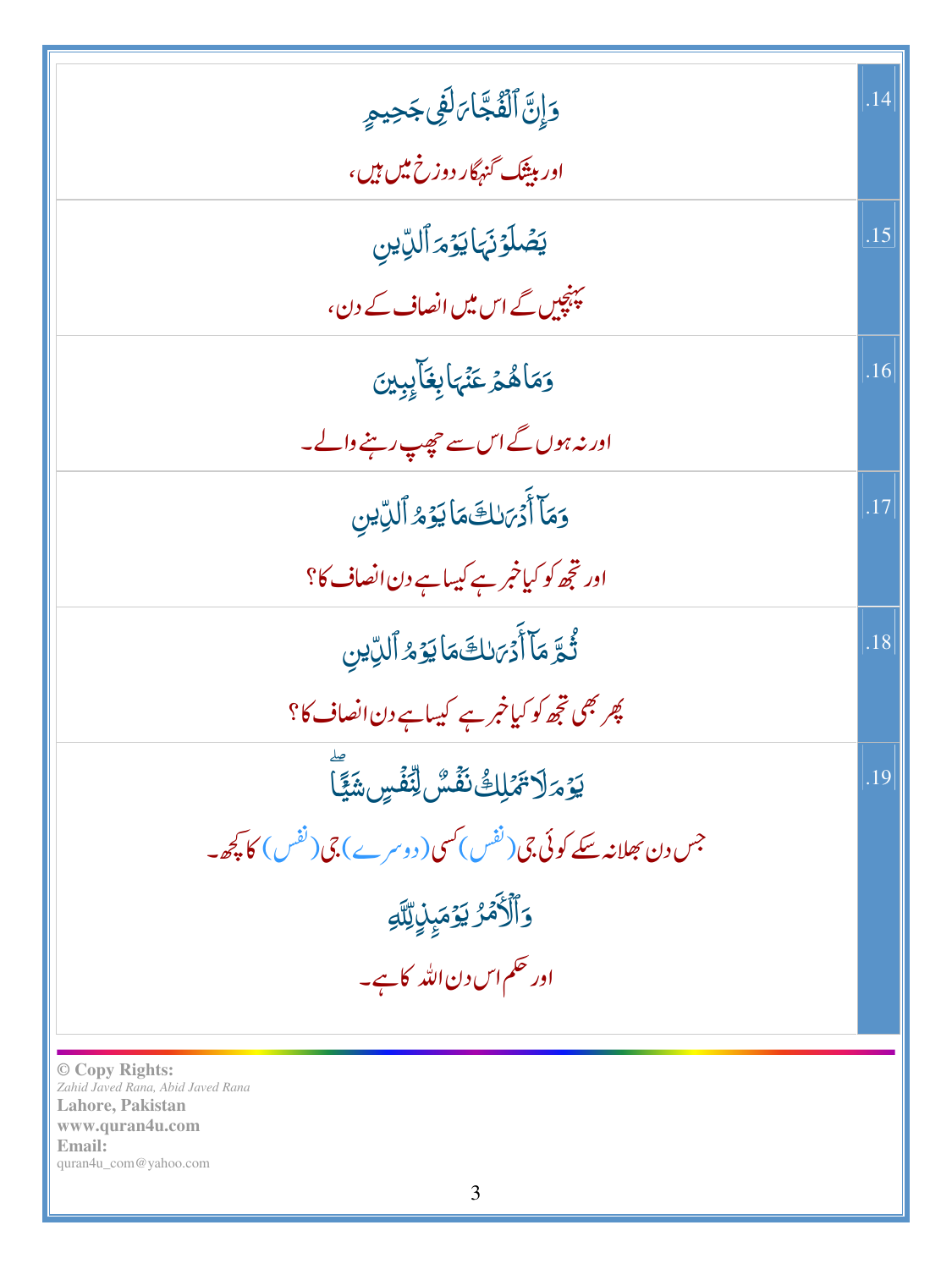| | |
|---|---|
| وَإِنَّ ٱلْفُجَّارَ لَفِى جَحِيمٍ<br>اور بیشک گنہگار دوزخ میں ہیں، | .14 |
| يَصْلَوْنَهَا يَوْمَ ٱلدِّينِ<br>پہنچیں گے اس میں انصاف کے دن، | .15 |
| وَمَا هُمْ عَنْهَا بِغَآئِبِينَ<br>اور نہ ہوں گے اس سے چھپ رہنے والے۔ | .16 |
| وَمَآ أَدْرَىٰكَ مَا يَوْمُ ٱلدِّينِ<br>اور تجھ کو کیا خبر ہے کیسا ہے دن انصاف کا؟ | .17 |
| ثُمَّ مَآ أَدْرَىٰكَ مَا يَوْمُ ٱلدِّينِ<br>پھر بھی تجھ کو کیا خبر ہے کیسا ہے دن انصاف کا؟ | .18 |
| يَوْمَ لَا تَمْلِكُ نَفْسٌ لِّنَفْسٍ شَيْـًٔا ۖ<br>جس دن بھلا نہ سکے کوئی جی (نفس) کسی (دوسرے) جی (نفس) کا کچھ۔<br>وَٱلْأَمْرُ يَوْمَئِذٍ لِّلَّهِ<br>اور حکم اس دن اللہ کا ہے۔ | .19 |

© Copy Rights:
*Zahid Javed Rana, Abid Javed Rana*
**Lahore, Pakistan**
**www.quran4u.com**
**Email:**
quran4u_com@yahoo.com